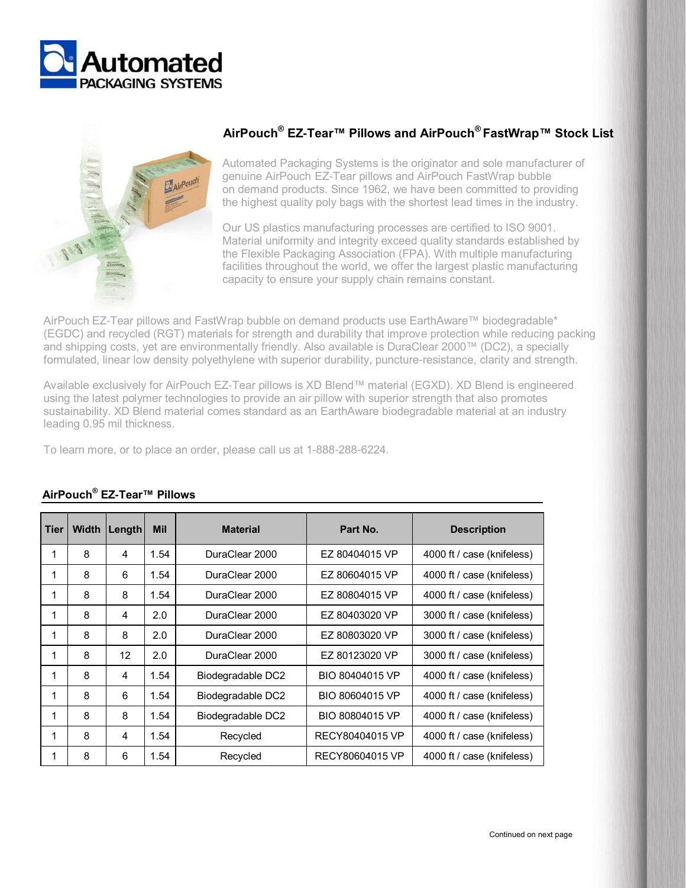Automated PACKAGING SYSTEMS

## AirPouch® EZ-Tear™ Pillows and AirPouch® FastWrap™ Stock List

Automated Packaging Systems is the originator and sole manufacturer of genuine AirPouch EZ-Tear pillows and AirPouch FastWrap bubble on demand products. Since 1962, we have been committed to providing the highest quality poly bags with the shortest lead times in the industry.

Our US plastics manufacturing processes are certified to ISO 9001. Material uniformity and integrity exceed quality standards established by the Flexible Packaging Association (FPA). With multiple manufacturing facilities throughout the world, we offer the largest plastic manufacturing capacity to ensure your supply chain remains constant.

AirPouch EZ-Tear pillows and FastWrap bubble on demand products use EarthAware™ biodegradable* (EGDC) and recycled (RGT) materials for strength and durability that improve protection while reducing packing and shipping costs, yet are environmentally friendly. Also available is DuraClear 2000™ (DC2), a specially formulated, linear low density polyethylene with superior durability, puncture-resistance, clarity and strength.

Available exclusively for AirPouch EZ-Tear pillows is XD Blend™ material (EGXD). XD Blend is engineered using the latest polymer technologies to provide an air pillow with superior strength that also promotes sustainability. XD Blend material comes standard as an EarthAware biodegradable material at an industry leading 0.95 mil thickness.

To learn more, or to place an order, please call us at 1-888-288-6224.

### AirPouch® EZ-Tear™ Pillows

| Tier | Width | Length | Mil | Material | Part No. | Description |
|---|---|---|---|---|---|---|
| 1 | 8 | 4 | 1.54 | DuraClear 2000 | EZ 80404015 VP | 4000 ft / case (knifeless) |
| 1 | 8 | 6 | 1.54 | DuraClear 2000 | EZ 80604015 VP | 4000 ft / case (knifeless) |
| 1 | 8 | 8 | 1.54 | DuraClear 2000 | EZ 80804015 VP | 4000 ft / case (knifeless) |
| 1 | 8 | 4 | 2.0 | DuraClear 2000 | EZ 80403020 VP | 3000 ft / case (knifeless) |
| 1 | 8 | 8 | 2.0 | DuraClear 2000 | EZ 80803020 VP | 3000 ft / case (knifeless) |
| 1 | 8 | 12 | 2.0 | DuraClear 2000 | EZ 80123020 VP | 3000 ft / case (knifeless) |
| 1 | 8 | 4 | 1.54 | Biodegradable DC2 | BIO 80404015 VP | 4000 ft / case (knifeless) |
| 1 | 8 | 6 | 1.54 | Biodegradable DC2 | BIO 80604015 VP | 4000 ft / case (knifeless) |
| 1 | 8 | 8 | 1.54 | Biodegradable DC2 | BIO 80804015 VP | 4000 ft / case (knifeless) |
| 1 | 8 | 4 | 1.54 | Recycled | RECY80404015 VP | 4000 ft / case (knifeless) |
| 1 | 8 | 6 | 1.54 | Recycled | RECY80604015 VP | 4000 ft / case (knifeless) |

Continued on next page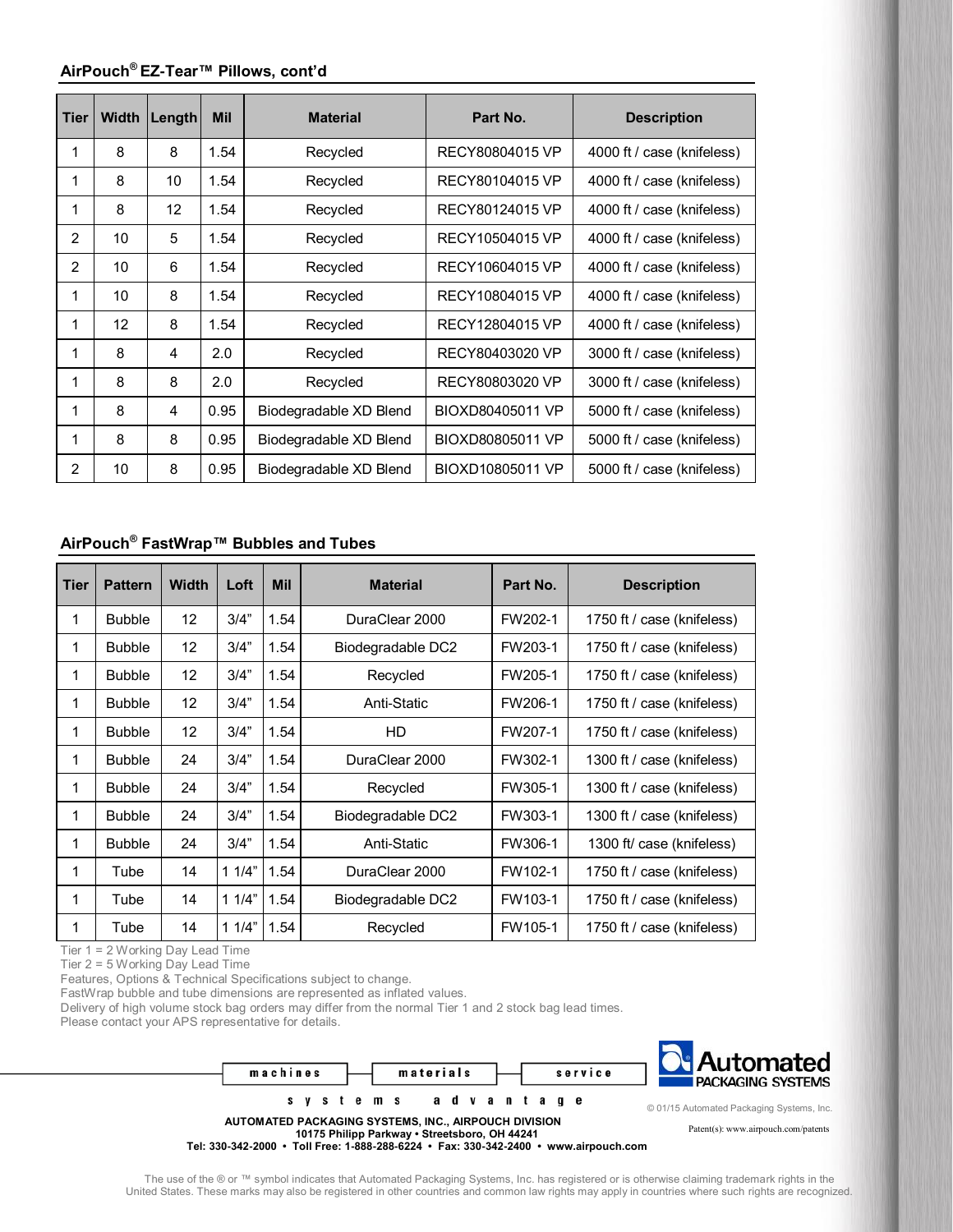## AirPouch® EZ-Tear™ Pillows, cont'd

| Tier | Width | Length | Mil | Material | Part No. | Description |
|---|---|---|---|---|---|---|
| 1 | 8 | 8 | 1.54 | Recycled | RECY80804015 VP | 4000 ft / case (knifeless) |
| 1 | 8 | 10 | 1.54 | Recycled | RECY80104015 VP | 4000 ft / case (knifeless) |
| 1 | 8 | 12 | 1.54 | Recycled | RECY80124015 VP | 4000 ft / case (knifeless) |
| 2 | 10 | 5 | 1.54 | Recycled | RECY10504015 VP | 4000 ft / case (knifeless) |
| 2 | 10 | 6 | 1.54 | Recycled | RECY10604015 VP | 4000 ft / case (knifeless) |
| 1 | 10 | 8 | 1.54 | Recycled | RECY10804015 VP | 4000 ft / case (knifeless) |
| 1 | 12 | 8 | 1.54 | Recycled | RECY12804015 VP | 4000 ft / case (knifeless) |
| 1 | 8 | 4 | 2.0 | Recycled | RECY80403020 VP | 3000 ft / case (knifeless) |
| 1 | 8 | 8 | 2.0 | Recycled | RECY80803020 VP | 3000 ft / case (knifeless) |
| 1 | 8 | 4 | 0.95 | Biodegradable XD Blend | BIOXD80405011 VP | 5000 ft / case (knifeless) |
| 1 | 8 | 8 | 0.95 | Biodegradable XD Blend | BIOXD80805011 VP | 5000 ft / case (knifeless) |
| 2 | 10 | 8 | 0.95 | Biodegradable XD Blend | BIOXD10805011 VP | 5000 ft / case (knifeless) |

## AirPouch® FastWrap™ Bubbles and Tubes

| Tier | Pattern | Width | Loft | Mil | Material | Part No. | Description |
|---|---|---|---|---|---|---|---|
| 1 | Bubble | 12 | 3/4" | 1.54 | DuraClear 2000 | FW202-1 | 1750 ft / case (knifeless) |
| 1 | Bubble | 12 | 3/4" | 1.54 | Biodegradable DC2 | FW203-1 | 1750 ft / case (knifeless) |
| 1 | Bubble | 12 | 3/4" | 1.54 | Recycled | FW205-1 | 1750 ft / case (knifeless) |
| 1 | Bubble | 12 | 3/4" | 1.54 | Anti-Static | FW206-1 | 1750 ft / case (knifeless) |
| 1 | Bubble | 12 | 3/4" | 1.54 | HD | FW207-1 | 1750 ft / case (knifeless) |
| 1 | Bubble | 24 | 3/4" | 1.54 | DuraClear 2000 | FW302-1 | 1300 ft / case (knifeless) |
| 1 | Bubble | 24 | 3/4" | 1.54 | Recycled | FW305-1 | 1300 ft / case (knifeless) |
| 1 | Bubble | 24 | 3/4" | 1.54 | Biodegradable DC2 | FW303-1 | 1300 ft / case (knifeless) |
| 1 | Bubble | 24 | 3/4" | 1.54 | Anti-Static | FW306-1 | 1300 ft/ case (knifeless) |
| 1 | Tube | 14 | 1 1/4" | 1.54 | DuraClear 2000 | FW102-1 | 1750 ft / case (knifeless) |
| 1 | Tube | 14 | 1 1/4" | 1.54 | Biodegradable DC2 | FW103-1 | 1750 ft / case (knifeless) |
| 1 | Tube | 14 | 1 1/4" | 1.54 | Recycled | FW105-1 | 1750 ft / case (knifeless) |

Tier 1 = 2 Working Day Lead Time
Tier 2 = 5 Working Day Lead Time
Features, Options & Technical Specifications subject to change.
FastWrap bubble and tube dimensions are represented as inflated values.
Delivery of high volume stock bag orders may differ from the normal Tier 1 and 2 stock bag lead times.
Please contact your APS representative for details.

machines | materials | service

systems advantage

Automated PACKAGING SYSTEMS

© 01/15 Automated Packaging Systems, Inc.

Patent(s): www.airpouch.com/patents

**AUTOMATED PACKAGING SYSTEMS, INC., AIRPOUCH DIVISION**
**10175 Philipp Parkway • Streetsboro, OH 44241**
**Tel: 330-342-2000 • Toll Free: 1-888-288-6224 • Fax: 330-342-2400 • www.airpouch.com**

The use of the ® or ™ symbol indicates that Automated Packaging Systems, Inc. has registered or is otherwise claiming trademark rights in the United States. These marks may also be registered in other countries and common law rights may apply in countries where such rights are recognized.